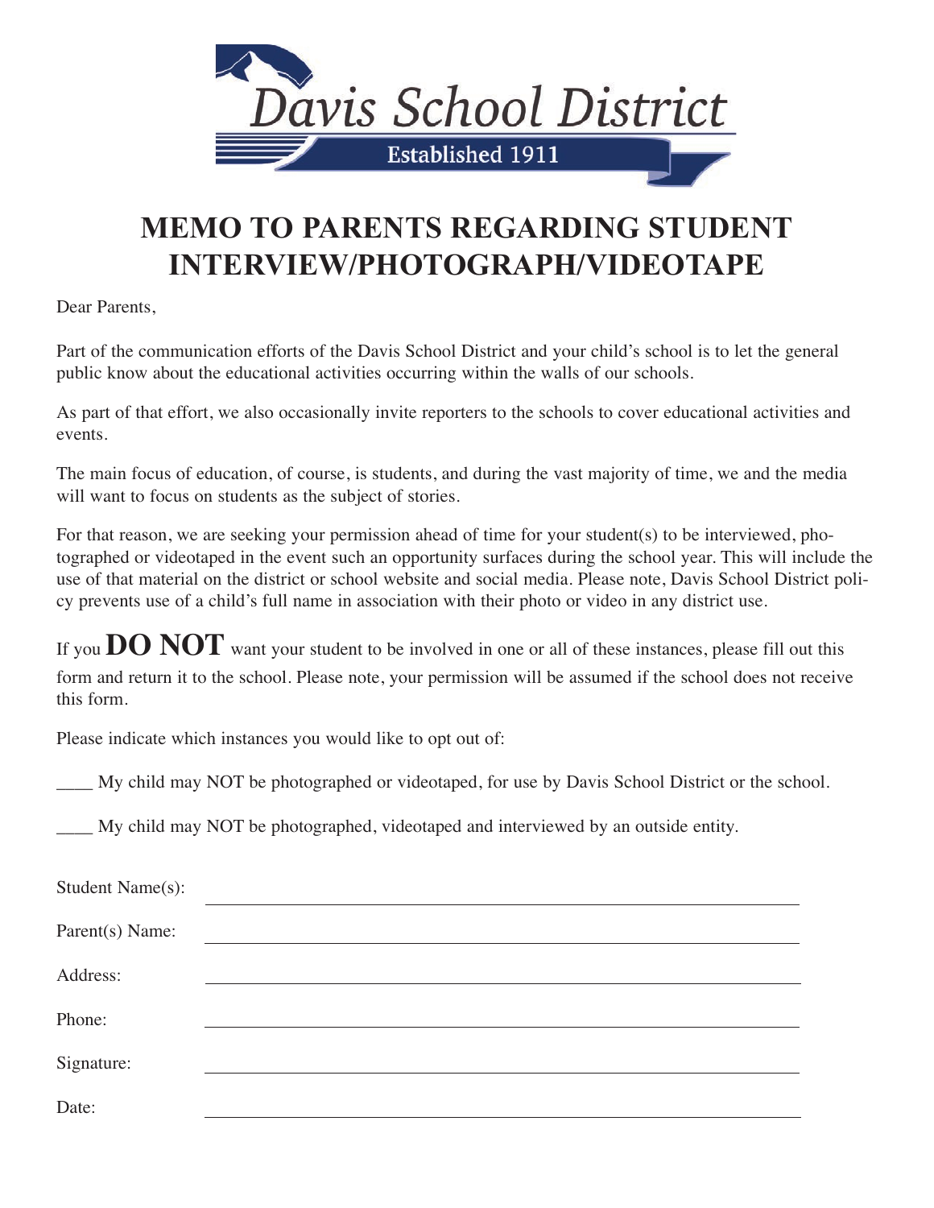Davis School District

Established 1911

# MEMO TO PARENTS REGARDING STUDENT INTERVIEW/PHOTOGRAPH/VIDEOTAPE

Dear Parents,

Part of the communication efforts of the Davis School District and your child's school is to let the general public know about the educational activities occurring within the walls of our schools.

As part of that effort, we also occasionally invite reporters to the schools to cover educational activities and events.

The main focus of education, of course, is students, and during the vast majority of time, we and the media will want to focus on students as the subject of stories.

For that reason, we are seeking your permission ahead of time for your student(s) to be interviewed, photographed or videotaped in the event such an opportunity surfaces during the school year. This will include the use of that material on the district or school website and social media. Please note, Davis School District policy prevents use of a child's full name in association with their photo or video in any district use.

If you **DO NOT** want your student to be involved in one or all of these instances, please fill out this form and return it to the school. Please note, your permission will be assumed if the school does not receive this form.

Please indicate which instances you would like to opt out of:

____ My child may NOT be photographed or videotaped, for use by Davis School District or the school.

____ My child may NOT be photographed, videotaped and interviewed by an outside entity.

Student Name(s): ______________________________

Parent(s) Name: ______________________________

Address: ______________________________

Phone: ______________________________

Signature: ______________________________

Date: ______________________________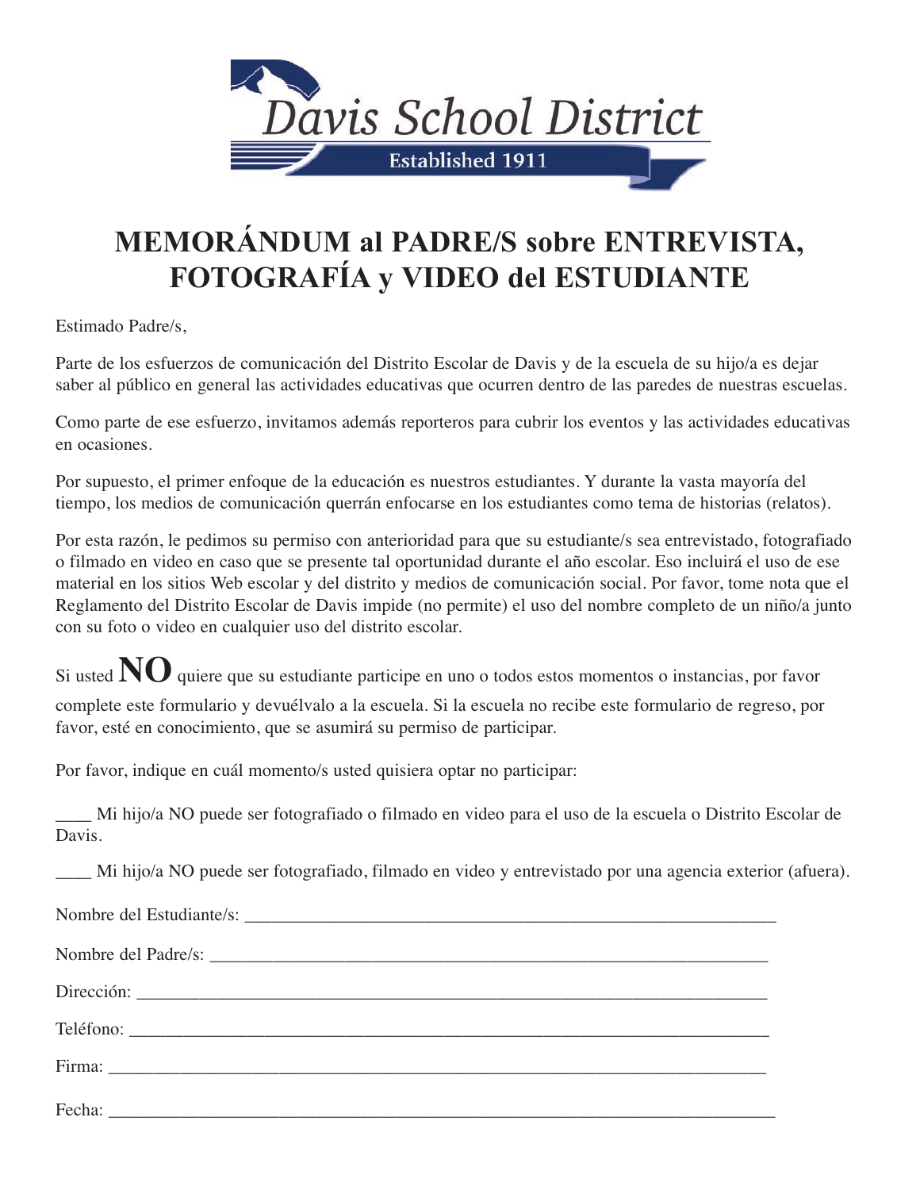Davis School District

Established 1911

# MEMORÁNDUM al PADRE/S sobre ENTREVISTA, FOTOGRAFÍA y VIDEO del ESTUDIANTE

Estimado Padre/s,

Parte de los esfuerzos de comunicación del Distrito Escolar de Davis y de la escuela de su hijo/a es dejar saber al público en general las actividades educativas que ocurren dentro de las paredes de nuestras escuelas.

Como parte de ese esfuerzo, invitamos además reporteros para cubrir los eventos y las actividades educativas en ocasiones.

Por supuesto, el primer enfoque de la educación es nuestros estudiantes. Y durante la vasta mayoría del tiempo, los medios de comunicación querrán enfocarse en los estudiantes como tema de historias (relatos).

Por esta razón, le pedimos su permiso con anterioridad para que su estudiante/s sea entrevistado, fotografiado o filmado en video en caso que se presente tal oportunidad durante el año escolar. Eso incluirá el uso de ese material en los sitios Web escolar y del distrito y medios de comunicación social. Por favor, tome nota que el Reglamento del Distrito Escolar de Davis impide (no permite) el uso del nombre completo de un niño/a junto con su foto o video en cualquier uso del distrito escolar.

Si usted **NO** quiere que su estudiante participe en uno o todos estos momentos o instancias, por favor complete este formulario y devuélvalo a la escuela. Si la escuela no recibe este formulario de regreso, por favor, esté en conocimiento, que se asumirá su permiso de participar.

Por favor, indique en cuál momento/s usted quisiera optar no participar:

____ Mi hijo/a NO puede ser fotografiado o filmado en video para el uso de la escuela o Distrito Escolar de Davis.

____ Mi hijo/a NO puede ser fotografiado, filmado en video y entrevistado por una agencia exterior (afuera).

Nombre del Estudiante/s: ____________________________________________________________

Nombre del Padre/s: ________________________________________________________________

Dirección: _________________________________________________________________________

Teléfono: _________________________________________________________________________

Firma: ____________________________________________________________________________

Fecha: ____________________________________________________________________________